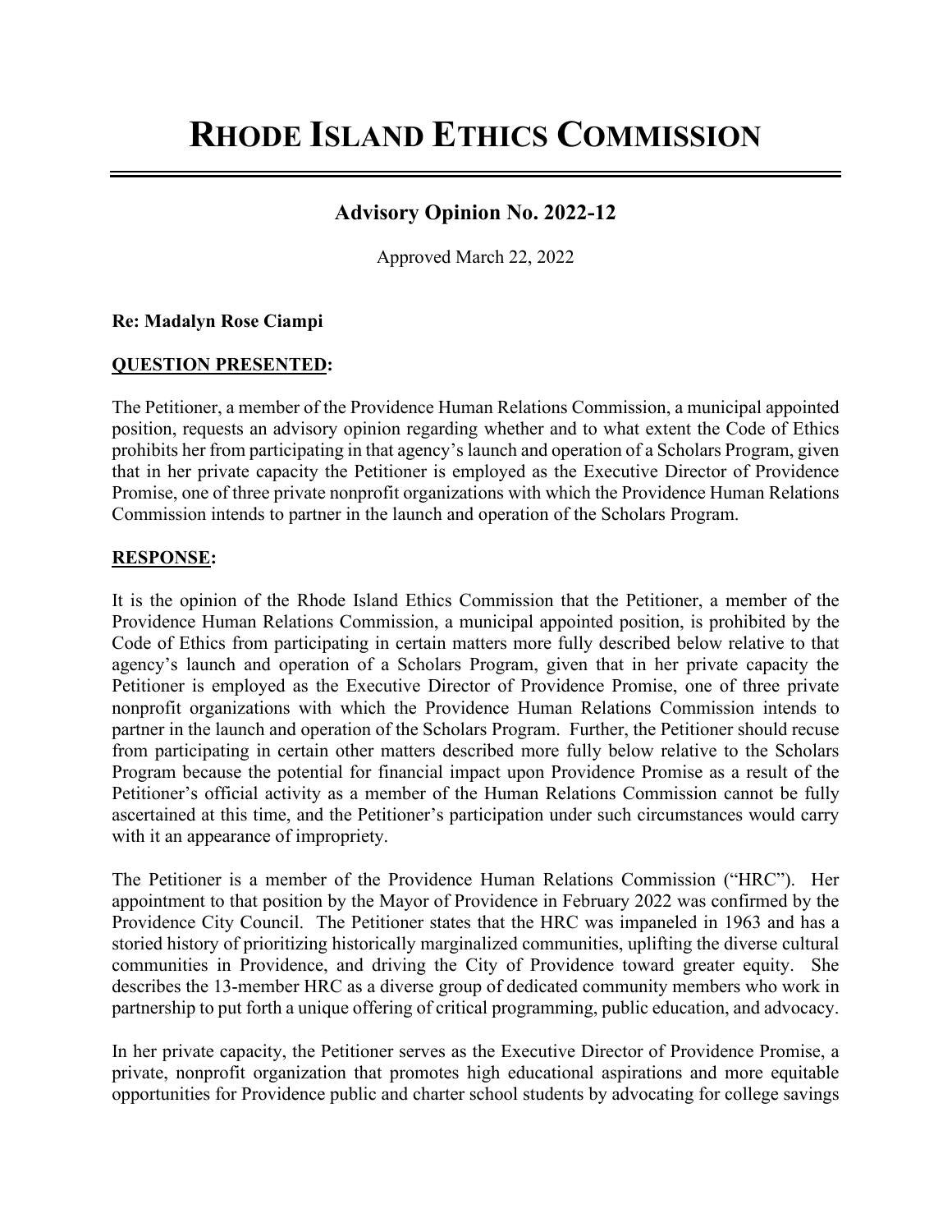# RHODE ISLAND ETHICS COMMISSION

## Advisory Opinion No. 2022-12

Approved March 22, 2022

**Re: Madalyn Rose Ciampi**

**QUESTION PRESENTED:**

The Petitioner, a member of the Providence Human Relations Commission, a municipal appointed position, requests an advisory opinion regarding whether and to what extent the Code of Ethics prohibits her from participating in that agency's launch and operation of a Scholars Program, given that in her private capacity the Petitioner is employed as the Executive Director of Providence Promise, one of three private nonprofit organizations with which the Providence Human Relations Commission intends to partner in the launch and operation of the Scholars Program.

**RESPONSE:**

It is the opinion of the Rhode Island Ethics Commission that the Petitioner, a member of the Providence Human Relations Commission, a municipal appointed position, is prohibited by the Code of Ethics from participating in certain matters more fully described below relative to that agency's launch and operation of a Scholars Program, given that in her private capacity the Petitioner is employed as the Executive Director of Providence Promise, one of three private nonprofit organizations with which the Providence Human Relations Commission intends to partner in the launch and operation of the Scholars Program. Further, the Petitioner should recuse from participating in certain other matters described more fully below relative to the Scholars Program because the potential for financial impact upon Providence Promise as a result of the Petitioner's official activity as a member of the Human Relations Commission cannot be fully ascertained at this time, and the Petitioner's participation under such circumstances would carry with it an appearance of impropriety.

The Petitioner is a member of the Providence Human Relations Commission ("HRC"). Her appointment to that position by the Mayor of Providence in February 2022 was confirmed by the Providence City Council. The Petitioner states that the HRC was impaneled in 1963 and has a storied history of prioritizing historically marginalized communities, uplifting the diverse cultural communities in Providence, and driving the City of Providence toward greater equity. She describes the 13-member HRC as a diverse group of dedicated community members who work in partnership to put forth a unique offering of critical programming, public education, and advocacy.

In her private capacity, the Petitioner serves as the Executive Director of Providence Promise, a private, nonprofit organization that promotes high educational aspirations and more equitable opportunities for Providence public and charter school students by advocating for college savings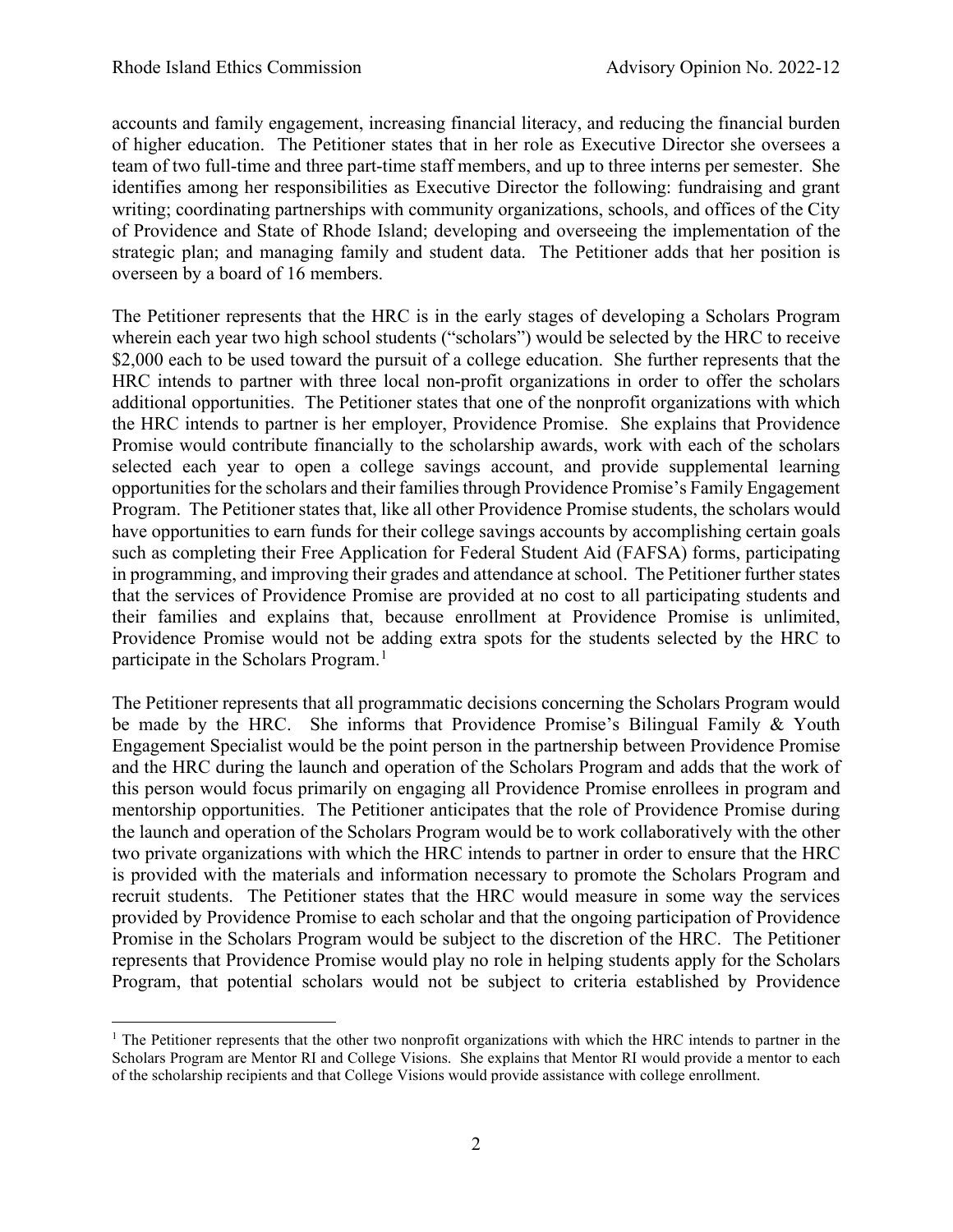accounts and family engagement, increasing financial literacy, and reducing the financial burden of higher education. The Petitioner states that in her role as Executive Director she oversees a team of two full-time and three part-time staff members, and up to three interns per semester. She identifies among her responsibilities as Executive Director the following: fundraising and grant writing; coordinating partnerships with community organizations, schools, and offices of the City of Providence and State of Rhode Island; developing and overseeing the implementation of the strategic plan; and managing family and student data. The Petitioner adds that her position is overseen by a board of 16 members.

The Petitioner represents that the HRC is in the early stages of developing a Scholars Program wherein each year two high school students ("scholars") would be selected by the HRC to receive $2,000 each to be used toward the pursuit of a college education. She further represents that the HRC intends to partner with three local non-profit organizations in order to offer the scholars additional opportunities. The Petitioner states that one of the nonprofit organizations with which the HRC intends to partner is her employer, Providence Promise. She explains that Providence Promise would contribute financially to the scholarship awards, work with each of the scholars selected each year to open a college savings account, and provide supplemental learning opportunities for the scholars and their families through Providence Promise's Family Engagement Program. The Petitioner states that, like all other Providence Promise students, the scholars would have opportunities to earn funds for their college savings accounts by accomplishing certain goals such as completing their Free Application for Federal Student Aid (FAFSA) forms, participating in programming, and improving their grades and attendance at school. The Petitioner further states that the services of Providence Promise are provided at no cost to all participating students and their families and explains that, because enrollment at Providence Promise is unlimited, Providence Promise would not be adding extra spots for the students selected by the HRC to participate in the Scholars Program.[1]

The Petitioner represents that all programmatic decisions concerning the Scholars Program would be made by the HRC. She informs that Providence Promise's Bilingual Family & Youth Engagement Specialist would be the point person in the partnership between Providence Promise and the HRC during the launch and operation of the Scholars Program and adds that the work of this person would focus primarily on engaging all Providence Promise enrollees in program and mentorship opportunities. The Petitioner anticipates that the role of Providence Promise during the launch and operation of the Scholars Program would be to work collaboratively with the other two private organizations with which the HRC intends to partner in order to ensure that the HRC is provided with the materials and information necessary to promote the Scholars Program and recruit students. The Petitioner states that the HRC would measure in some way the services provided by Providence Promise to each scholar and that the ongoing participation of Providence Promise in the Scholars Program would be subject to the discretion of the HRC. The Petitioner represents that Providence Promise would play no role in helping students apply for the Scholars Program, that potential scholars would not be subject to criteria established by Providence

[1] The Petitioner represents that the other two nonprofit organizations with which the HRC intends to partner in the Scholars Program are Mentor RI and College Visions. She explains that Mentor RI would provide a mentor to each of the scholarship recipients and that College Visions would provide assistance with college enrollment.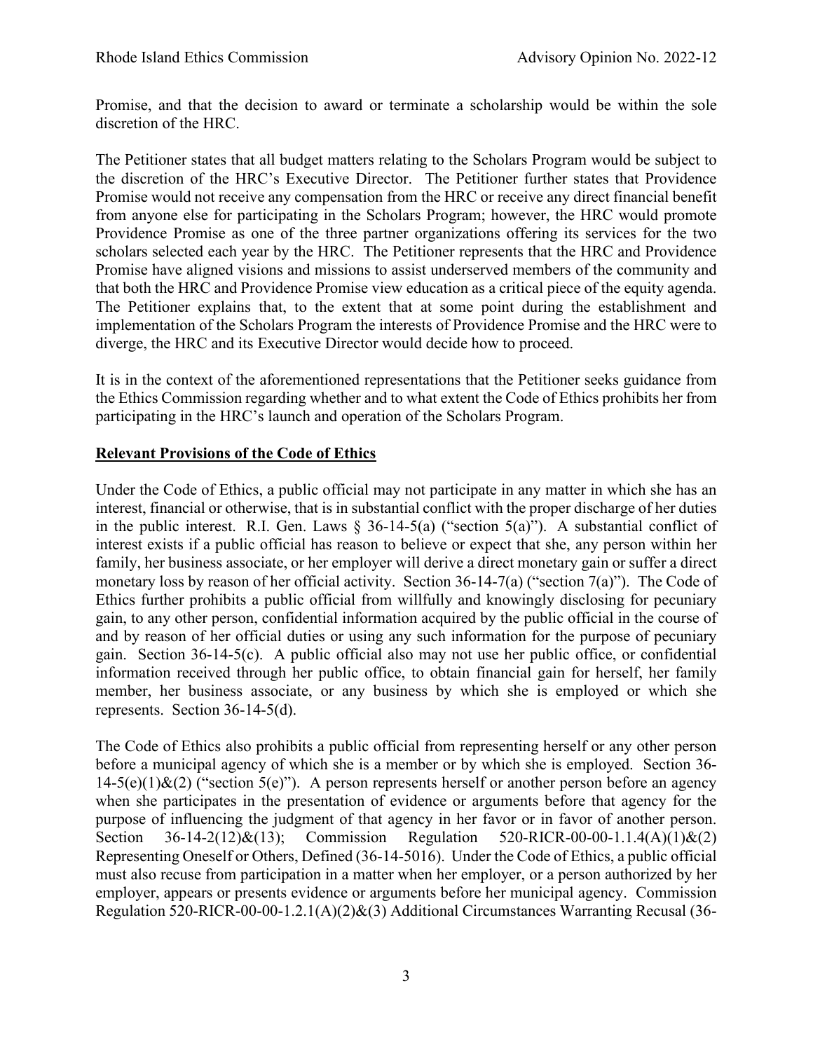Promise, and that the decision to award or terminate a scholarship would be within the sole discretion of the HRC.

The Petitioner states that all budget matters relating to the Scholars Program would be subject to the discretion of the HRC's Executive Director. The Petitioner further states that Providence Promise would not receive any compensation from the HRC or receive any direct financial benefit from anyone else for participating in the Scholars Program; however, the HRC would promote Providence Promise as one of the three partner organizations offering its services for the two scholars selected each year by the HRC. The Petitioner represents that the HRC and Providence Promise have aligned visions and missions to assist underserved members of the community and that both the HRC and Providence Promise view education as a critical piece of the equity agenda. The Petitioner explains that, to the extent that at some point during the establishment and implementation of the Scholars Program the interests of Providence Promise and the HRC were to diverge, the HRC and its Executive Director would decide how to proceed.

It is in the context of the aforementioned representations that the Petitioner seeks guidance from the Ethics Commission regarding whether and to what extent the Code of Ethics prohibits her from participating in the HRC's launch and operation of the Scholars Program.

**Relevant Provisions of the Code of Ethics**

Under the Code of Ethics, a public official may not participate in any matter in which she has an interest, financial or otherwise, that is in substantial conflict with the proper discharge of her duties in the public interest. R.I. Gen. Laws § 36-14-5(a) ("section 5(a)"). A substantial conflict of interest exists if a public official has reason to believe or expect that she, any person within her family, her business associate, or her employer will derive a direct monetary gain or suffer a direct monetary loss by reason of her official activity. Section 36-14-7(a) ("section 7(a)"). The Code of Ethics further prohibits a public official from willfully and knowingly disclosing for pecuniary gain, to any other person, confidential information acquired by the public official in the course of and by reason of her official duties or using any such information for the purpose of pecuniary gain. Section 36-14-5(c). A public official also may not use her public office, or confidential information received through her public office, to obtain financial gain for herself, her family member, her business associate, or any business by which she is employed or which she represents. Section 36-14-5(d).

The Code of Ethics also prohibits a public official from representing herself or any other person before a municipal agency of which she is a member or by which she is employed. Section 36-14-5(e)(1)&(2) ("section 5(e)"). A person represents herself or another person before an agency when she participates in the presentation of evidence or arguments before that agency for the purpose of influencing the judgment of that agency in her favor or in favor of another person. Section 36-14-2(12)&(13); Commission Regulation 520-RICR-00-00-1.1.4(A)(1)&(2) Representing Oneself or Others, Defined (36-14-5016). Under the Code of Ethics, a public official must also recuse from participation in a matter when her employer, or a person authorized by her employer, appears or presents evidence or arguments before her municipal agency. Commission Regulation 520-RICR-00-00-1.2.1(A)(2)&(3) Additional Circumstances Warranting Recusal (36-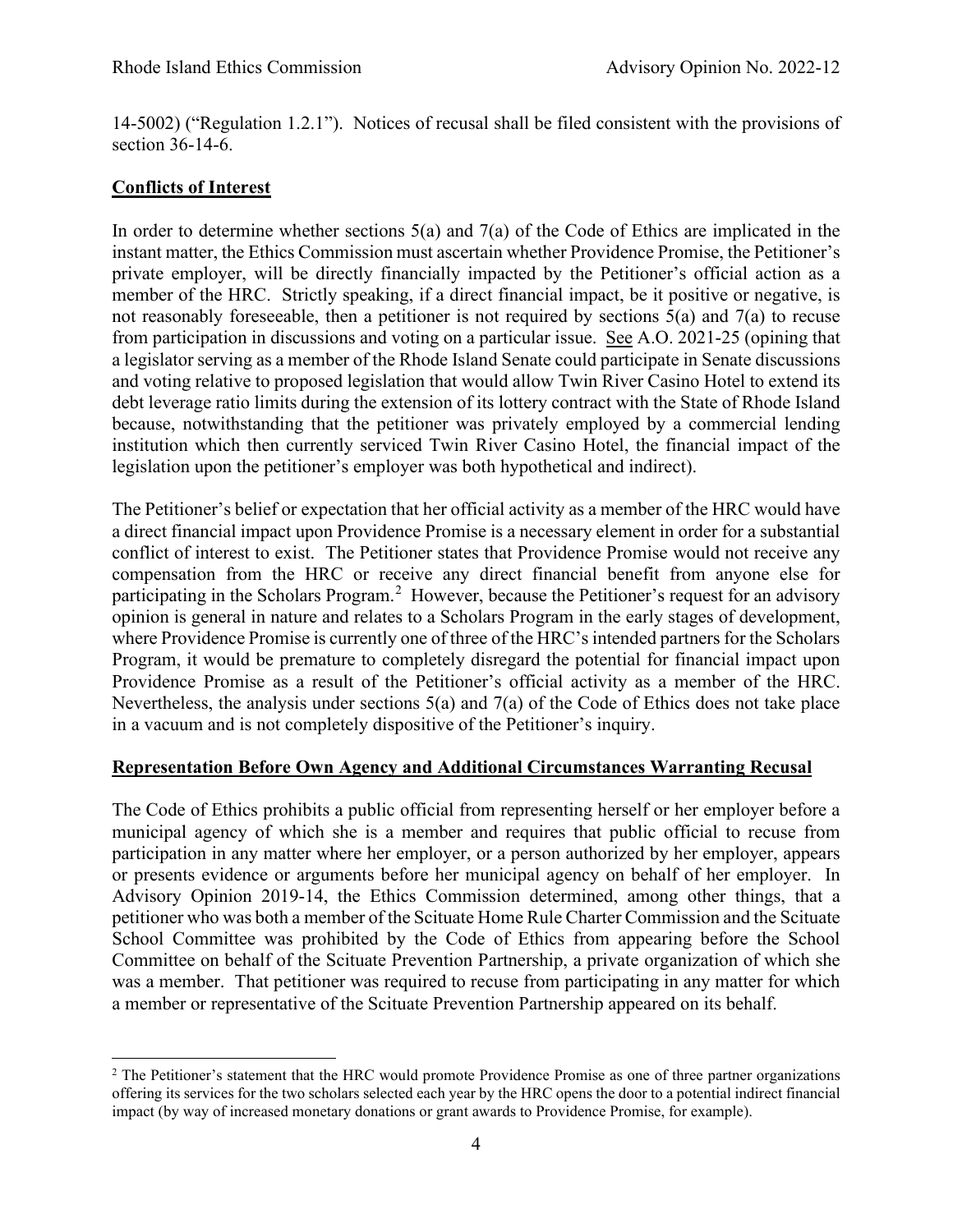14-5002) ("Regulation 1.2.1"). Notices of recusal shall be filed consistent with the provisions of section 36-14-6.

**Conflicts of Interest**

In order to determine whether sections 5(a) and 7(a) of the Code of Ethics are implicated in the instant matter, the Ethics Commission must ascertain whether Providence Promise, the Petitioner's private employer, will be directly financially impacted by the Petitioner's official action as a member of the HRC. Strictly speaking, if a direct financial impact, be it positive or negative, is not reasonably foreseeable, then a petitioner is not required by sections 5(a) and 7(a) to recuse from participation in discussions and voting on a particular issue. See A.O. 2021-25 (opining that a legislator serving as a member of the Rhode Island Senate could participate in Senate discussions and voting relative to proposed legislation that would allow Twin River Casino Hotel to extend its debt leverage ratio limits during the extension of its lottery contract with the State of Rhode Island because, notwithstanding that the petitioner was privately employed by a commercial lending institution which then currently serviced Twin River Casino Hotel, the financial impact of the legislation upon the petitioner's employer was both hypothetical and indirect).

The Petitioner's belief or expectation that her official activity as a member of the HRC would have a direct financial impact upon Providence Promise is a necessary element in order for a substantial conflict of interest to exist. The Petitioner states that Providence Promise would not receive any compensation from the HRC or receive any direct financial benefit from anyone else for participating in the Scholars Program.[2] However, because the Petitioner's request for an advisory opinion is general in nature and relates to a Scholars Program in the early stages of development, where Providence Promise is currently one of three of the HRC's intended partners for the Scholars Program, it would be premature to completely disregard the potential for financial impact upon Providence Promise as a result of the Petitioner's official activity as a member of the HRC. Nevertheless, the analysis under sections 5(a) and 7(a) of the Code of Ethics does not take place in a vacuum and is not completely dispositive of the Petitioner's inquiry.

**Representation Before Own Agency and Additional Circumstances Warranting Recusal**

The Code of Ethics prohibits a public official from representing herself or her employer before a municipal agency of which she is a member and requires that public official to recuse from participation in any matter where her employer, or a person authorized by her employer, appears or presents evidence or arguments before her municipal agency on behalf of her employer. In Advisory Opinion 2019-14, the Ethics Commission determined, among other things, that a petitioner who was both a member of the Scituate Home Rule Charter Commission and the Scituate School Committee was prohibited by the Code of Ethics from appearing before the School Committee on behalf of the Scituate Prevention Partnership, a private organization of which she was a member. That petitioner was required to recuse from participating in any matter for which a member or representative of the Scituate Prevention Partnership appeared on its behalf.

---

[2] The Petitioner's statement that the HRC would promote Providence Promise as one of three partner organizations offering its services for the two scholars selected each year by the HRC opens the door to a potential indirect financial impact (by way of increased monetary donations or grant awards to Providence Promise, for example).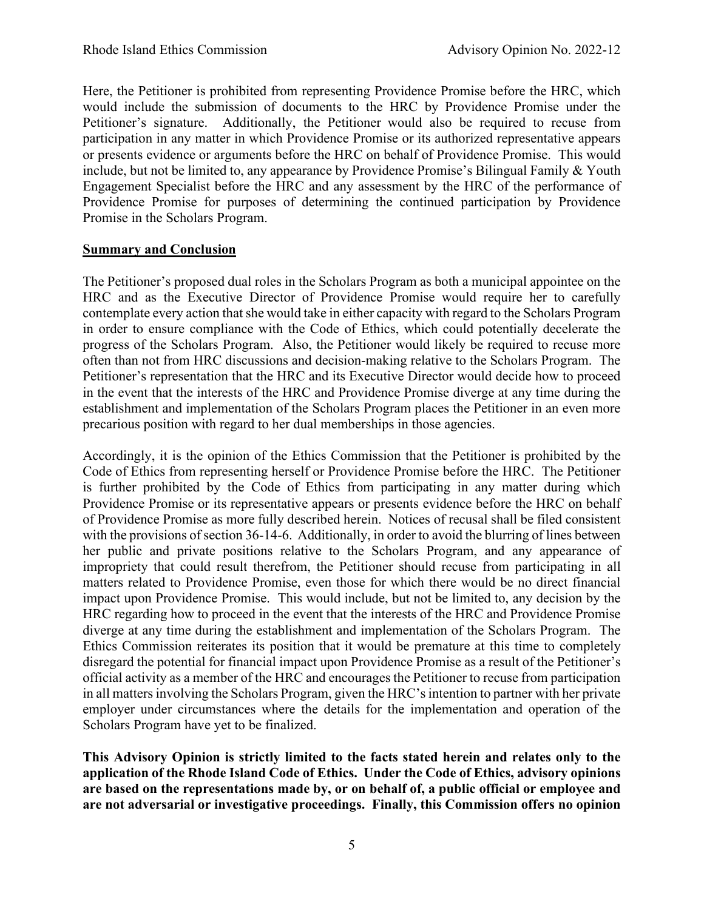Here, the Petitioner is prohibited from representing Providence Promise before the HRC, which would include the submission of documents to the HRC by Providence Promise under the Petitioner's signature. Additionally, the Petitioner would also be required to recuse from participation in any matter in which Providence Promise or its authorized representative appears or presents evidence or arguments before the HRC on behalf of Providence Promise. This would include, but not be limited to, any appearance by Providence Promise's Bilingual Family & Youth Engagement Specialist before the HRC and any assessment by the HRC of the performance of Providence Promise for purposes of determining the continued participation by Providence Promise in the Scholars Program.

## Summary and Conclusion

The Petitioner's proposed dual roles in the Scholars Program as both a municipal appointee on the HRC and as the Executive Director of Providence Promise would require her to carefully contemplate every action that she would take in either capacity with regard to the Scholars Program in order to ensure compliance with the Code of Ethics, which could potentially decelerate the progress of the Scholars Program. Also, the Petitioner would likely be required to recuse more often than not from HRC discussions and decision-making relative to the Scholars Program. The Petitioner's representation that the HRC and its Executive Director would decide how to proceed in the event that the interests of the HRC and Providence Promise diverge at any time during the establishment and implementation of the Scholars Program places the Petitioner in an even more precarious position with regard to her dual memberships in those agencies.

Accordingly, it is the opinion of the Ethics Commission that the Petitioner is prohibited by the Code of Ethics from representing herself or Providence Promise before the HRC. The Petitioner is further prohibited by the Code of Ethics from participating in any matter during which Providence Promise or its representative appears or presents evidence before the HRC on behalf of Providence Promise as more fully described herein. Notices of recusal shall be filed consistent with the provisions of section 36-14-6. Additionally, in order to avoid the blurring of lines between her public and private positions relative to the Scholars Program, and any appearance of impropriety that could result therefrom, the Petitioner should recuse from participating in all matters related to Providence Promise, even those for which there would be no direct financial impact upon Providence Promise. This would include, but not be limited to, any decision by the HRC regarding how to proceed in the event that the interests of the HRC and Providence Promise diverge at any time during the establishment and implementation of the Scholars Program. The Ethics Commission reiterates its position that it would be premature at this time to completely disregard the potential for financial impact upon Providence Promise as a result of the Petitioner's official activity as a member of the HRC and encourages the Petitioner to recuse from participation in all matters involving the Scholars Program, given the HRC's intention to partner with her private employer under circumstances where the details for the implementation and operation of the Scholars Program have yet to be finalized.

**This Advisory Opinion is strictly limited to the facts stated herein and relates only to the application of the Rhode Island Code of Ethics. Under the Code of Ethics, advisory opinions are based on the representations made by, or on behalf of, a public official or employee and are not adversarial or investigative proceedings. Finally, this Commission offers no opinion**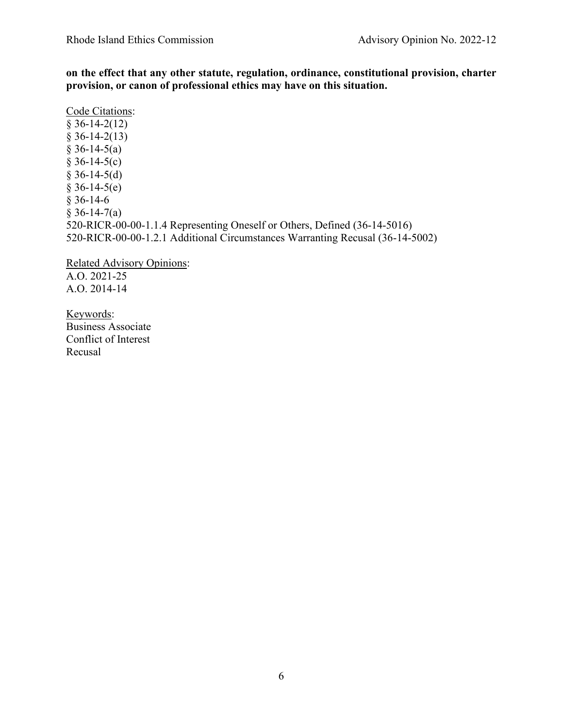**on the effect that any other statute, regulation, ordinance, constitutional provision, charter provision, or canon of professional ethics may have on this situation.**

Code Citations:
§ 36-14-2(12)
§ 36-14-2(13)
§ 36-14-5(a)
§ 36-14-5(c)
§ 36-14-5(d)
§ 36-14-5(e)
§ 36-14-6
§ 36-14-7(a)
520-RICR-00-00-1.1.4 Representing Oneself or Others, Defined (36-14-5016)
520-RICR-00-00-1.2.1 Additional Circumstances Warranting Recusal (36-14-5002)

Related Advisory Opinions:
A.O. 2021-25
A.O. 2014-14

Keywords:
Business Associate
Conflict of Interest
Recusal